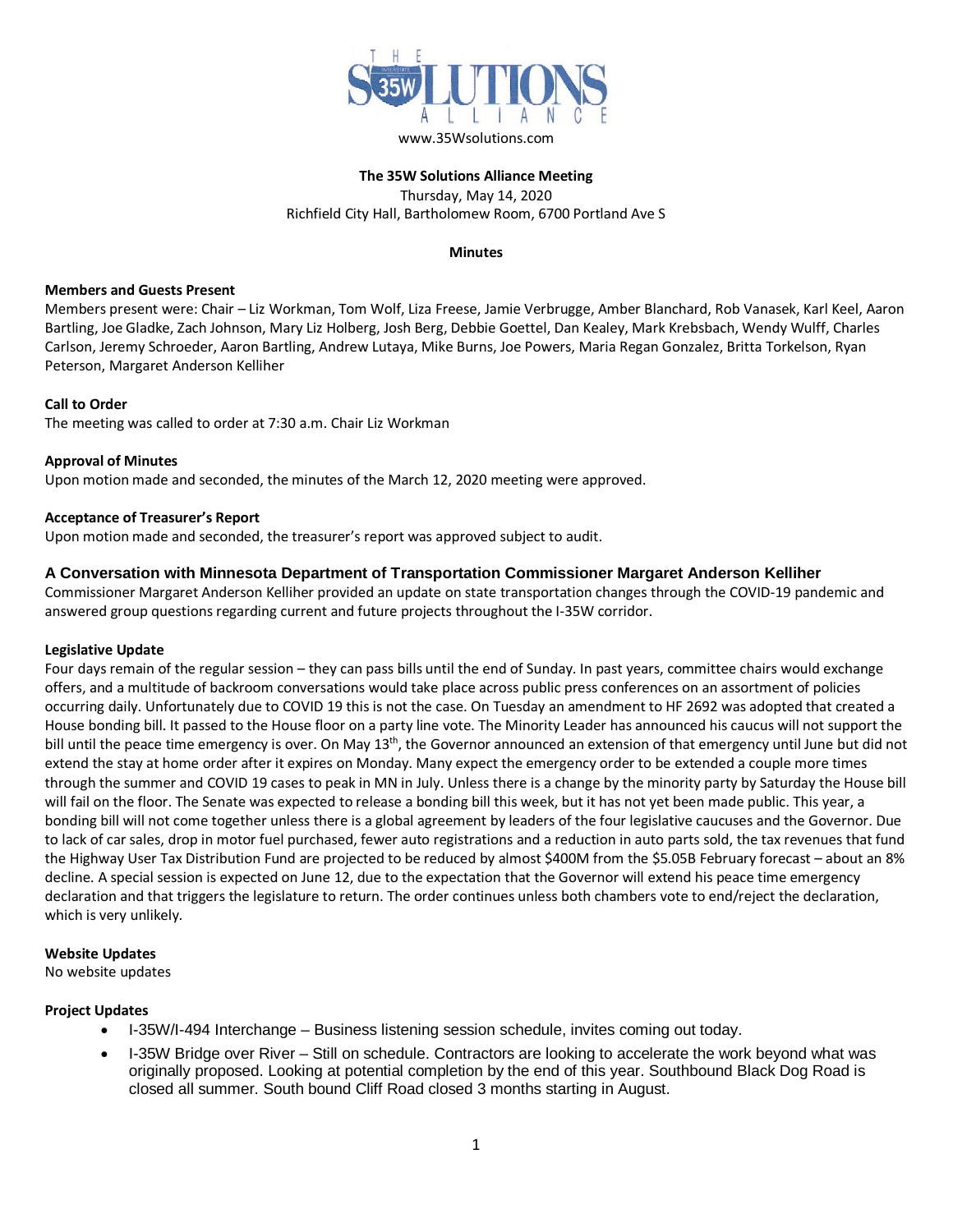THE 35W SOLUTIONS ALLIANCE

www.35Wsolutions.com

**The 35W Solutions Alliance Meeting**

Thursday, May 14, 2020

Richfield City Hall, Bartholomew Room, 6700 Portland Ave S

**Minutes**

**Members and Guests Present**

Members present were: Chair – Liz Workman, Tom Wolf, Liza Freese, Jamie Verbrugge, Amber Blanchard, Rob Vanasek, Karl Keel, Aaron Bartling, Joe Gladke, Zach Johnson, Mary Liz Holberg, Josh Berg, Debbie Goettel, Dan Kealey, Mark Krebsbach, Wendy Wulff, Charles Carlson, Jeremy Schroeder, Aaron Bartling, Andrew Lutaya, Mike Burns, Joe Powers, Maria Regan Gonzalez, Britta Torkelson, Ryan Peterson, Margaret Anderson Kelliher

**Call to Order**

The meeting was called to order at 7:30 a.m. Chair Liz Workman

**Approval of Minutes**

Upon motion made and seconded, the minutes of the March 12, 2020 meeting were approved.

**Acceptance of Treasurer's Report**

Upon motion made and seconded, the treasurer's report was approved subject to audit.

**A Conversation with Minnesota Department of Transportation Commissioner Margaret Anderson Kelliher**

Commissioner Margaret Anderson Kelliher provided an update on state transportation changes through the COVID-19 pandemic and answered group questions regarding current and future projects throughout the I-35W corridor.

**Legislative Update**

Four days remain of the regular session – they can pass bills until the end of Sunday. In past years, committee chairs would exchange offers, and a multitude of backroom conversations would take place across public press conferences on an assortment of policies occurring daily. Unfortunately due to COVID 19 this is not the case. On Tuesday an amendment to HF 2692 was adopted that created a House bonding bill. It passed to the House floor on a party line vote. The Minority Leader has announced his caucus will not support the bill until the peace time emergency is over. On May 13th, the Governor announced an extension of that emergency until June but did not extend the stay at home order after it expires on Monday. Many expect the emergency order to be extended a couple more times through the summer and COVID 19 cases to peak in MN in July. Unless there is a change by the minority party by Saturday the House bill will fail on the floor. The Senate was expected to release a bonding bill this week, but it has not yet been made public. This year, a bonding bill will not come together unless there is a global agreement by leaders of the four legislative caucuses and the Governor. Due to lack of car sales, drop in motor fuel purchased, fewer auto registrations and a reduction in auto parts sold, the tax revenues that fund the Highway User Tax Distribution Fund are projected to be reduced by almost $400M from the $5.05B February forecast – about an 8% decline. A special session is expected on June 12, due to the expectation that the Governor will extend his peace time emergency declaration and that triggers the legislature to return. The order continues unless both chambers vote to end/reject the declaration, which is very unlikely.

**Website Updates**

No website updates

**Project Updates**

- I-35W/I-494 Interchange – Business listening session schedule, invites coming out today.
- I-35W Bridge over River – Still on schedule. Contractors are looking to accelerate the work beyond what was originally proposed. Looking at potential completion by the end of this year. Southbound Black Dog Road is closed all summer. South bound Cliff Road closed 3 months starting in August.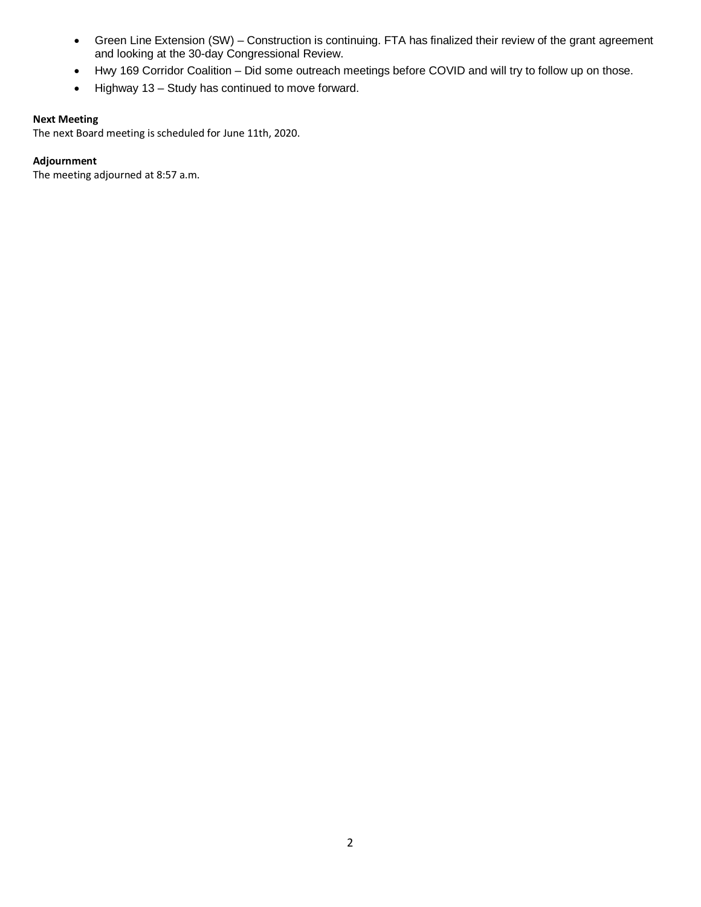- Green Line Extension (SW) – Construction is continuing. FTA has finalized their review of the grant agreement and looking at the 30-day Congressional Review.
- Hwy 169 Corridor Coalition – Did some outreach meetings before COVID and will try to follow up on those.
- Highway 13 – Study has continued to move forward.

**Next Meeting**
The next Board meeting is scheduled for June 11th, 2020.

**Adjournment**
The meeting adjourned at 8:57 a.m.